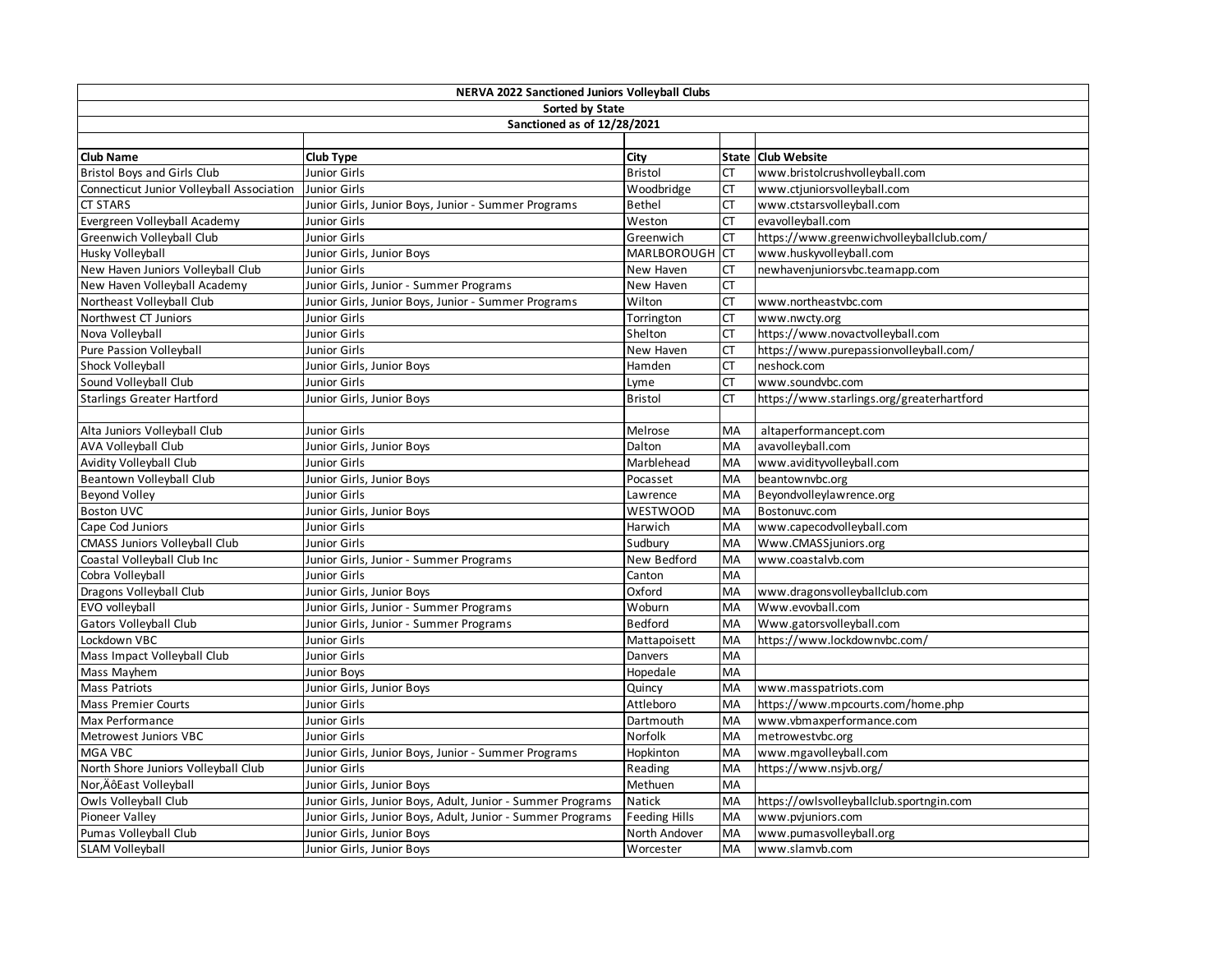**NERVA 2022 Sanctioned Juniors Volleyball Clubs**

**Sorted by State**

**Sanctioned as of 12/28/2021**

| Club Name | Club Type | City | State | Club Website |
|---|---|---|---|---|
| Bristol Boys and Girls Club | Junior Girls | Bristol | CT | www.bristolcrushvolleyball.com |
| Connecticut Junior Volleyball Association | Junior Girls | Woodbridge | CT | www.ctjuniorsvolleyball.com |
| CT STARS | Junior Girls, Junior Boys, Junior - Summer Programs | Bethel | CT | www.ctstarsvolleyball.com |
| Evergreen Volleyball Academy | Junior Girls | Weston | CT | evavolleyball.com |
| Greenwich Volleyball Club | Junior Girls | Greenwich | CT | https://www.greenwichvolleyballclub.com/ |
| Husky Volleyball | Junior Girls, Junior Boys | MARLBOROUGH | CT | www.huskyvolleyball.com |
| New Haven Juniors Volleyball Club | Junior Girls | New Haven | CT | newhavenjuniorsvbc.teamapp.com |
| New Haven Volleyball Academy | Junior Girls, Junior - Summer Programs | New Haven | CT | |
| Northeast Volleyball Club | Junior Girls, Junior Boys, Junior - Summer Programs | Wilton | CT | www.northeastvbc.com |
| Northwest CT Juniors | Junior Girls | Torrington | CT | www.nwcty.org |
| Nova Volleyball | Junior Girls | Shelton | CT | https://www.novactvolleyball.com |
| Pure Passion Volleyball | Junior Girls | New Haven | CT | https://www.purepassionvolleyball.com/ |
| Shock Volleyball | Junior Girls, Junior Boys | Hamden | CT | neshock.com |
| Sound Volleyball Club | Junior Girls | Lyme | CT | www.soundvbc.com |
| Starlings Greater Hartford | Junior Girls, Junior Boys | Bristol | CT | https://www.starlings.org/greaterhartford |
| | | | | |
| Alta Juniors Volleyball Club | Junior Girls | Melrose | MA | altaperformancept.com |
| AVA Volleyball Club | Junior Girls, Junior Boys | Dalton | MA | avavolleyball.com |
| Avidity Volleyball Club | Junior Girls | Marblehead | MA | www.avidityvolleyball.com |
| Beantown Volleyball Club | Junior Girls, Junior Boys | Pocasset | MA | beantownvbc.org |
| Beyond Volley | Junior Girls | Lawrence | MA | Beyondvolleylawrence.org |
| Boston UVC | Junior Girls, Junior Boys | WESTWOOD | MA | Bostonuvc.com |
| Cape Cod Juniors | Junior Girls | Harwich | MA | www.capecodvolleyball.com |
| CMASS Juniors Volleyball Club | Junior Girls | Sudbury | MA | Www.CMASSjuniors.org |
| Coastal Volleyball Club Inc | Junior Girls, Junior - Summer Programs | New Bedford | MA | www.coastalvb.com |
| Cobra Volleyball | Junior Girls | Canton | MA | |
| Dragons Volleyball Club | Junior Girls, Junior Boys | Oxford | MA | www.dragonsvolleyballclub.com |
| EVO volleyball | Junior Girls, Junior - Summer Programs | Woburn | MA | Www.evovball.com |
| Gators Volleyball Club | Junior Girls, Junior - Summer Programs | Bedford | MA | Www.gatorsvolleyball.com |
| Lockdown VBC | Junior Girls | Mattapoisett | MA | https://www.lockdownvbc.com/ |
| Mass Impact Volleyball Club | Junior Girls | Danvers | MA | |
| Mass Mayhem | Junior Boys | Hopedale | MA | |
| Mass Patriots | Junior Girls, Junior Boys | Quincy | MA | www.masspatriots.com |
| Mass Premier Courts | Junior Girls | Attleboro | MA | https://www.mpcourts.com/home.php |
| Max Performance | Junior Girls | Dartmouth | MA | www.vbmaxperformance.com |
| Metrowest Juniors VBC | Junior Girls | Norfolk | MA | metrowestvbc.org |
| MGA VBC | Junior Girls, Junior Boys, Junior - Summer Programs | Hopkinton | MA | www.mgavolleyball.com |
| North Shore Juniors Volleyball Club | Junior Girls | Reading | MA | https://www.nsjvb.org/ |
| Nor,ÄôEast Volleyball | Junior Girls, Junior Boys | Methuen | MA | |
| Owls Volleyball Club | Junior Girls, Junior Boys, Adult, Junior - Summer Programs | Natick | MA | https://owlsvolleyballclub.sportngin.com |
| Pioneer Valley | Junior Girls, Junior Boys, Adult, Junior - Summer Programs | Feeding Hills | MA | www.pvjuniors.com |
| Pumas Volleyball Club | Junior Girls, Junior Boys | North Andover | MA | www.pumasvolleyball.org |
| SLAM Volleyball | Junior Girls, Junior Boys | Worcester | MA | www.slamvb.com |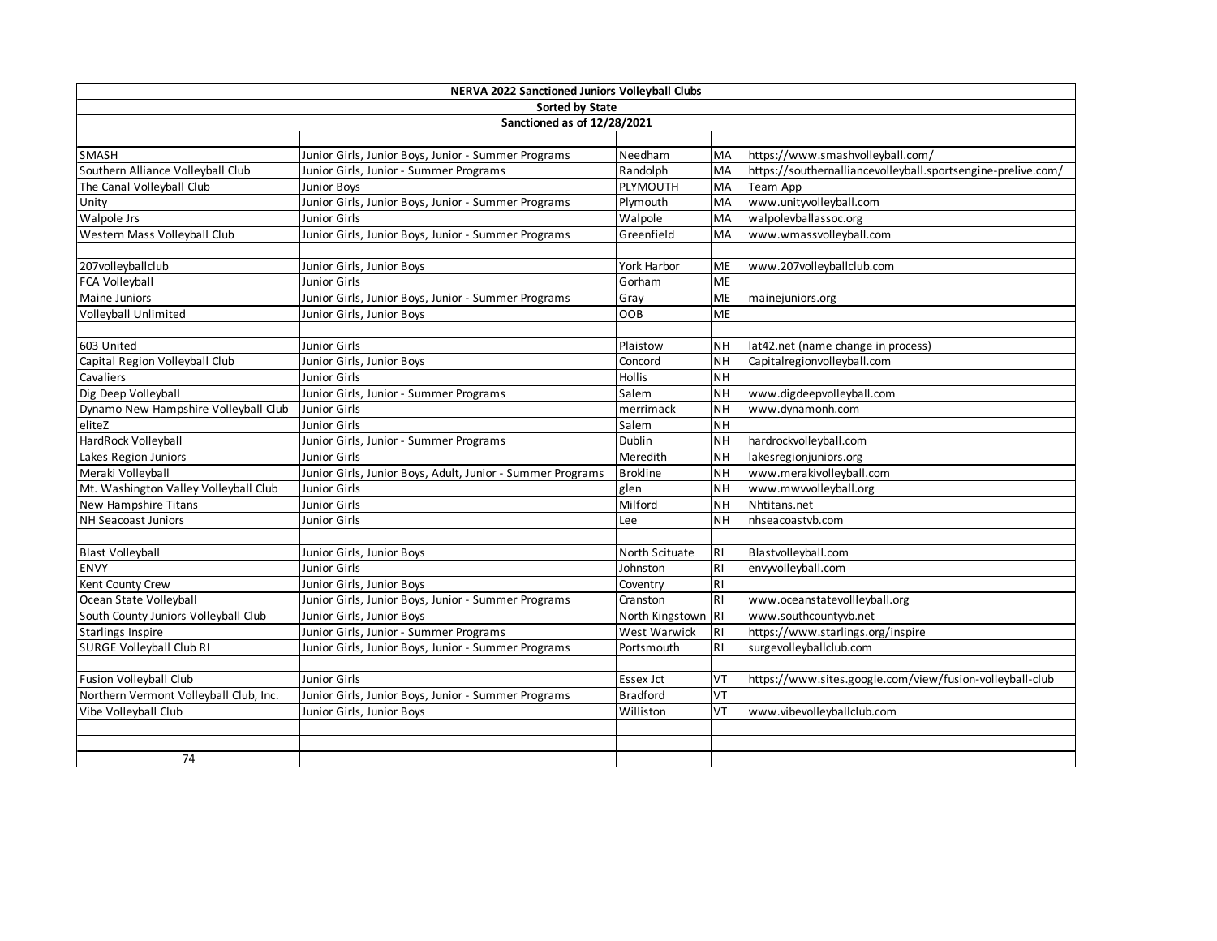| | | | | |
|---|---|---|---|---|
| **NERVA 2022 Sanctioned Juniors Volleyball Clubs** | | | | |
| **Sorted by State** | | | | |
| **Sanctioned as of 12/28/2021** | | | | |
| | | | | |
| SMASH | Junior Girls, Junior Boys, Junior - Summer Programs | Needham | MA | https://www.smashvolleyball.com/ |
| Southern Alliance Volleyball Club | Junior Girls, Junior - Summer Programs | Randolph | MA | https://southernalliancevolleyball.sportsengine-prelive.com/ |
| The Canal Volleyball Club | Junior Boys | PLYMOUTH | MA | Team App |
| Unity | Junior Girls, Junior Boys, Junior - Summer Programs | Plymouth | MA | www.unityvolleyball.com |
| Walpole Jrs | Junior Girls | Walpole | MA | walpolevballassoc.org |
| Western Mass Volleyball Club | Junior Girls, Junior Boys, Junior - Summer Programs | Greenfield | MA | www.wmassvolleyball.com |
| | | | | |
| 207volleyballclub | Junior Girls, Junior Boys | York Harbor | ME | www.207volleyballclub.com |
| FCA Volleyball | Junior Girls | Gorham | ME | |
| Maine Juniors | Junior Girls, Junior Boys, Junior - Summer Programs | Gray | ME | mainejuniors.org |
| Volleyball Unlimited | Junior Girls, Junior Boys | OOB | ME | |
| | | | | |
| 603 United | Junior Girls | Plaistow | NH | lat42.net (name change in process) |
| Capital Region Volleyball Club | Junior Girls, Junior Boys | Concord | NH | Capitalregionvolleyball.com |
| Cavaliers | Junior Girls | Hollis | NH | |
| Dig Deep Volleyball | Junior Girls, Junior - Summer Programs | Salem | NH | www.digdeepvolleyball.com |
| Dynamo New Hampshire Volleyball Club | Junior Girls | merrimack | NH | www.dynamonh.com |
| eliteZ | Junior Girls | Salem | NH | |
| HardRock Volleyball | Junior Girls, Junior - Summer Programs | Dublin | NH | hardrockvolleyball.com |
| Lakes Region Juniors | Junior Girls | Meredith | NH | lakesregionjuniors.org |
| Meraki Volleyball | Junior Girls, Junior Boys, Adult, Junior - Summer Programs | Brokline | NH | www.merakivolleyball.com |
| Mt. Washington Valley Volleyball Club | Junior Girls | glen | NH | www.mwvvolleyball.org |
| New Hampshire Titans | Junior Girls | Milford | NH | Nhtitans.net |
| NH Seacoast Juniors | Junior Girls | Lee | NH | nhseacoastvb.com |
| | | | | |
| Blast Volleyball | Junior Girls, Junior Boys | North Scituate | RI | Blastvolleyball.com |
| ENVY | Junior Girls | Johnston | RI | envyvolleyball.com |
| Kent County Crew | Junior Girls, Junior Boys | Coventry | RI | |
| Ocean State Volleyball | Junior Girls, Junior Boys, Junior - Summer Programs | Cranston | RI | www.oceanstatevollleyball.org |
| South County Juniors Volleyball Club | Junior Girls, Junior Boys | North Kingstown | RI | www.southcountyvb.net |
| Starlings Inspire | Junior Girls, Junior - Summer Programs | West Warwick | RI | https://www.starlings.org/inspire |
| SURGE Volleyball Club RI | Junior Girls, Junior Boys, Junior - Summer Programs | Portsmouth | RI | surgevolleyballclub.com |
| | | | | |
| Fusion Volleyball Club | Junior Girls | Essex Jct | VT | https://www.sites.google.com/view/fusion-volleyball-club |
| Northern Vermont Volleyball Club, Inc. | Junior Girls, Junior Boys, Junior - Summer Programs | Bradford | VT | |
| Vibe Volleyball Club | Junior Girls, Junior Boys | Williston | VT | www.vibevolleyballclub.com |
| | | | | |
| | | | | |
| 74 | | | | |